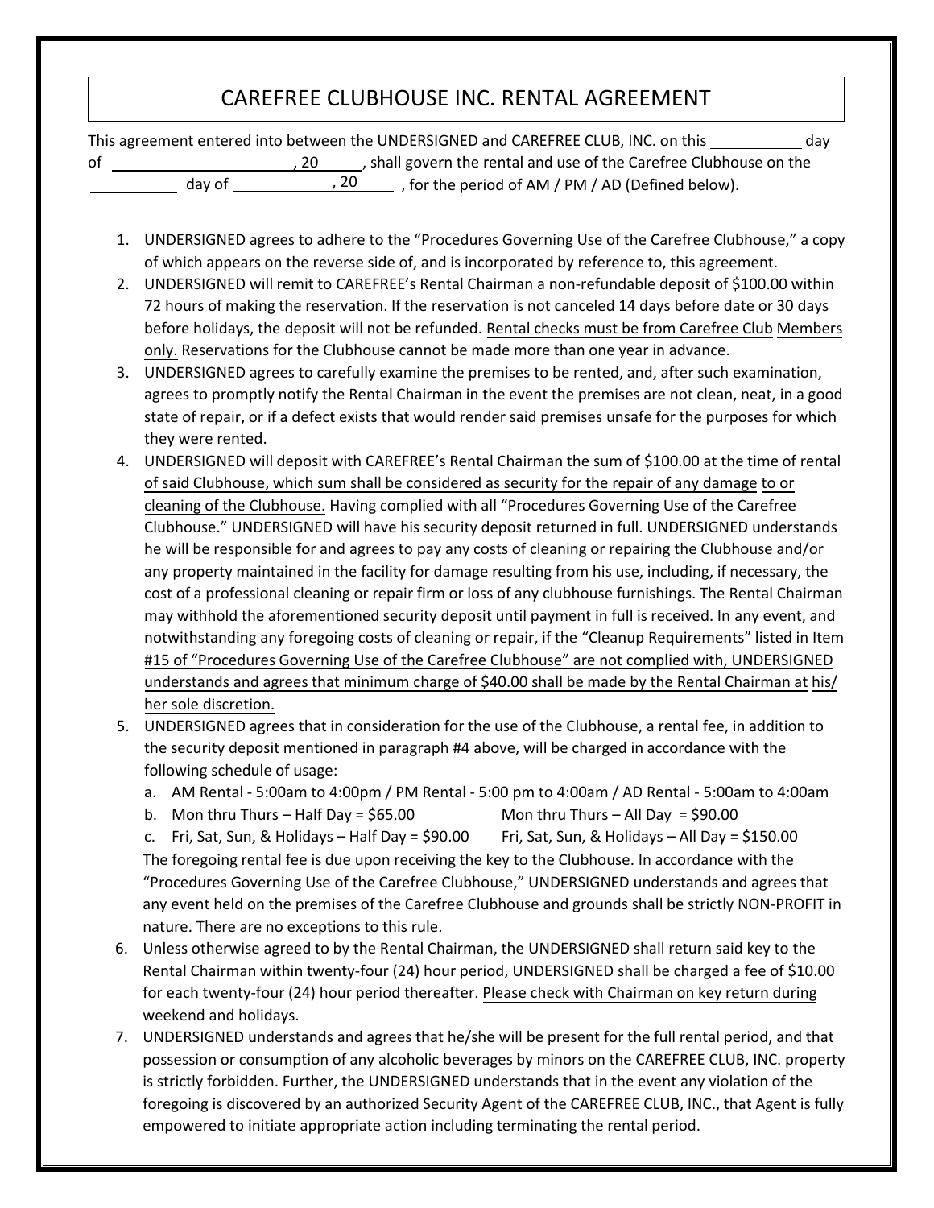# CAREFREE CLUBHOUSE INC. RENTAL AGREEMENT

This agreement entered into between the UNDERSIGNED and CAREFREE CLUB, INC. on this ___________ day of ______________________, 20_____, shall govern the rental and use of the Carefree Clubhouse on the __________ day of ____________, 20________, for the period of AM / PM / AD (Defined below).

1. UNDERSIGNED agrees to adhere to the "Procedures Governing Use of the Carefree Clubhouse," a copy of which appears on the reverse side of, and is incorporated by reference to, this agreement.
2. UNDERSIGNED will remit to CAREFREE's Rental Chairman a non-refundable deposit of $100.00 within 72 hours of making the reservation. If the reservation is not canceled 14 days before date or 30 days before holidays, the deposit will not be refunded. <u>Rental checks must be from Carefree Club Members only.</u> Reservations for the Clubhouse cannot be made more than one year in advance.
3. UNDERSIGNED agrees to carefully examine the premises to be rented, and, after such examination, agrees to promptly notify the Rental Chairman in the event the premises are not clean, neat, in a good state of repair, or if a defect exists that would render said premises unsafe for the purposes for which they were rented.
4. UNDERSIGNED will deposit with CAREFREE's Rental Chairman the sum of <u>$100.00 at the time of rental of said Clubhouse, which sum shall be considered as security for the repair of any damage to or cleaning of the Clubhouse.</u> Having complied with all "Procedures Governing Use of the Carefree Clubhouse." UNDERSIGNED will have his security deposit returned in full. UNDERSIGNED understands he will be responsible for and agrees to pay any costs of cleaning or repairing the Clubhouse and/or any property maintained in the facility for damage resulting from his use, including, if necessary, the cost of a professional cleaning or repair firm or loss of any clubhouse furnishings. The Rental Chairman may withhold the aforementioned security deposit until payment in full is received. In any event, and notwithstanding any foregoing costs of cleaning or repair, if the <u>"Cleanup Requirements" listed in Item #15 of "Procedures Governing Use of the Carefree Clubhouse" are not complied with, UNDERSIGNED understands and agrees that minimum charge of $40.00 shall be made by the Rental Chairman at his/her sole discretion.</u>
5. UNDERSIGNED agrees that in consideration for the use of the Clubhouse, a rental fee, in addition to the security deposit mentioned in paragraph #4 above, will be charged in accordance with the following schedule of usage:
   a. AM Rental - 5:00am to 4:00pm / PM Rental - 5:00 pm to 4:00am / AD Rental - 5:00am to 4:00am
   b. Mon thru Thurs – Half Day = $65.00 Mon thru Thurs – All Day = $90.00
   c. Fri, Sat, Sun, & Holidays – Half Day = $90.00 Fri, Sat, Sun, & Holidays – All Day = $150.00

   The foregoing rental fee is due upon receiving the key to the Clubhouse. In accordance with the "Procedures Governing Use of the Carefree Clubhouse," UNDERSIGNED understands and agrees that any event held on the premises of the Carefree Clubhouse and grounds shall be strictly NON-PROFIT in nature. There are no exceptions to this rule.
6. Unless otherwise agreed to by the Rental Chairman, the UNDERSIGNED shall return said key to the Rental Chairman within twenty-four (24) hour period, UNDERSIGNED shall be charged a fee of $10.00 for each twenty-four (24) hour period thereafter. <u>Please check with Chairman on key return during weekend and holidays.</u>
7. UNDERSIGNED understands and agrees that he/she will be present for the full rental period, and that possession or consumption of any alcoholic beverages by minors on the CAREFREE CLUB, INC. property is strictly forbidden. Further, the UNDERSIGNED understands that in the event any violation of the foregoing is discovered by an authorized Security Agent of the CAREFREE CLUB, INC., that Agent is fully empowered to initiate appropriate action including terminating the rental period.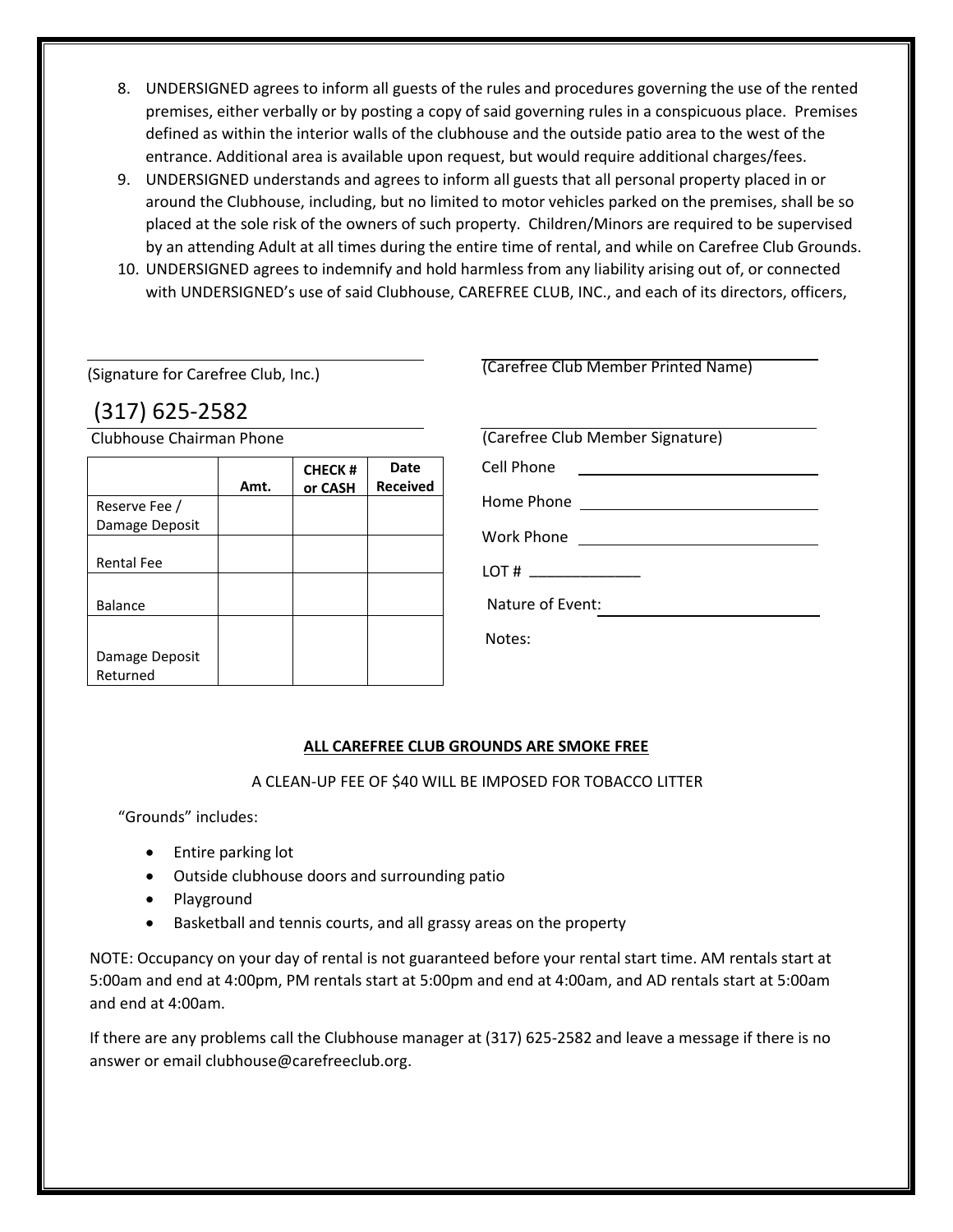8. UNDERSIGNED agrees to inform all guests of the rules and procedures governing the use of the rented premises, either verbally or by posting a copy of said governing rules in a conspicuous place. Premises defined as within the interior walls of the clubhouse and the outside patio area to the west of the entrance. Additional area is available upon request, but would require additional charges/fees.
9. UNDERSIGNED understands and agrees to inform all guests that all personal property placed in or around the Clubhouse, including, but no limited to motor vehicles parked on the premises, shall be so placed at the sole risk of the owners of such property. Children/Minors are required to be supervised by an attending Adult at all times during the entire time of rental, and while on Carefree Club Grounds.
10. UNDERSIGNED agrees to indemnify and hold harmless from any liability arising out of, or connected with UNDERSIGNED's use of said Clubhouse, CAREFREE CLUB, INC., and each of its directors, officers,

______________________________
(Signature for Carefree Club, Inc.)

(317) 625-2582
Clubhouse Chairman Phone

| | Amt. | CHECK # or CASH | Date Received |
|---|---|---|---|
| Reserve Fee / Damage Deposit | | | |
| Rental Fee | | | |
| Balance | | | |
| Damage Deposit Returned | | | |

______________________________
(Carefree Club Member Printed Name)

______________________________
(Carefree Club Member Signature)

Cell Phone ______________________________

Home Phone ______________________________

Work Phone ______________________________

LOT # _____________

Nature of Event: ______________________________

Notes:

**ALL CAREFREE CLUB GROUNDS ARE SMOKE FREE**

A CLEAN-UP FEE OF $40 WILL BE IMPOSED FOR TOBACCO LITTER

"Grounds" includes:

- Entire parking lot
- Outside clubhouse doors and surrounding patio
- Playground
- Basketball and tennis courts, and all grassy areas on the property

NOTE: Occupancy on your day of rental is not guaranteed before your rental start time. AM rentals start at 5:00am and end at 4:00pm, PM rentals start at 5:00pm and end at 4:00am, and AD rentals start at 5:00am and end at 4:00am.

If there are any problems call the Clubhouse manager at (317) 625-2582 and leave a message if there is no answer or email clubhouse@carefreeclub.org.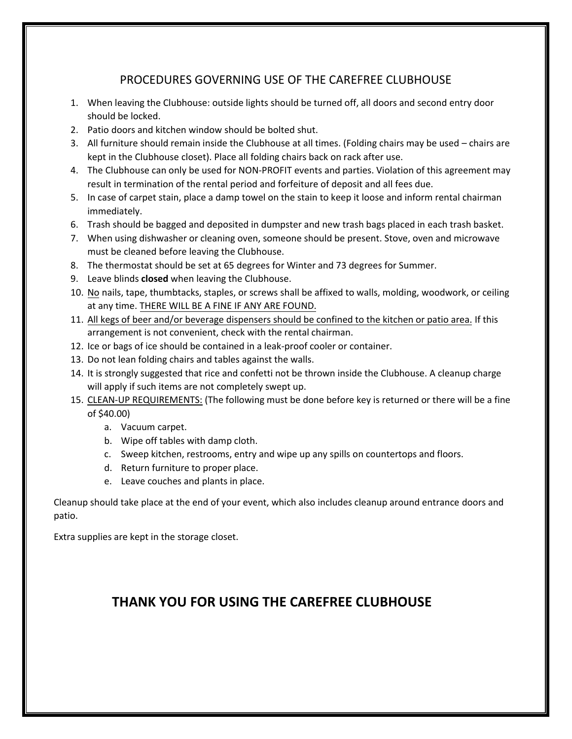## PROCEDURES GOVERNING USE OF THE CAREFREE CLUBHOUSE

1. When leaving the Clubhouse: outside lights should be turned off, all doors and second entry door should be locked.
2. Patio doors and kitchen window should be bolted shut.
3. All furniture should remain inside the Clubhouse at all times. (Folding chairs may be used – chairs are kept in the Clubhouse closet). Place all folding chairs back on rack after use.
4. The Clubhouse can only be used for NON-PROFIT events and parties. Violation of this agreement may result in termination of the rental period and forfeiture of deposit and all fees due.
5. In case of carpet stain, place a damp towel on the stain to keep it loose and inform rental chairman immediately.
6. Trash should be bagged and deposited in dumpster and new trash bags placed in each trash basket.
7. When using dishwasher or cleaning oven, someone should be present. Stove, oven and microwave must be cleaned before leaving the Clubhouse.
8. The thermostat should be set at 65 degrees for Winter and 73 degrees for Summer.
9. Leave blinds **closed** when leaving the Clubhouse.
10. <u>No</u> nails, tape, thumbtacks, staples, or screws shall be affixed to walls, molding, woodwork, or ceiling at any time. <u>THERE WILL BE A FINE IF ANY ARE FOUND.</u>
11. <u>All kegs of beer and/or beverage dispensers should be confined to the kitchen or patio area.</u> If this arrangement is not convenient, check with the rental chairman.
12. Ice or bags of ice should be contained in a leak-proof cooler or container.
13. Do not lean folding chairs and tables against the walls.
14. It is strongly suggested that rice and confetti not be thrown inside the Clubhouse. A cleanup charge will apply if such items are not completely swept up.
15. <u>CLEAN-UP REQUIREMENTS:</u> (The following must be done before key is returned or there will be a fine of $40.00)
    a. Vacuum carpet.
    b. Wipe off tables with damp cloth.
    c. Sweep kitchen, restrooms, entry and wipe up any spills on countertops and floors.
    d. Return furniture to proper place.
    e. Leave couches and plants in place.

Cleanup should take place at the end of your event, which also includes cleanup around entrance doors and patio.

Extra supplies are kept in the storage closet.

## THANK YOU FOR USING THE CAREFREE CLUBHOUSE